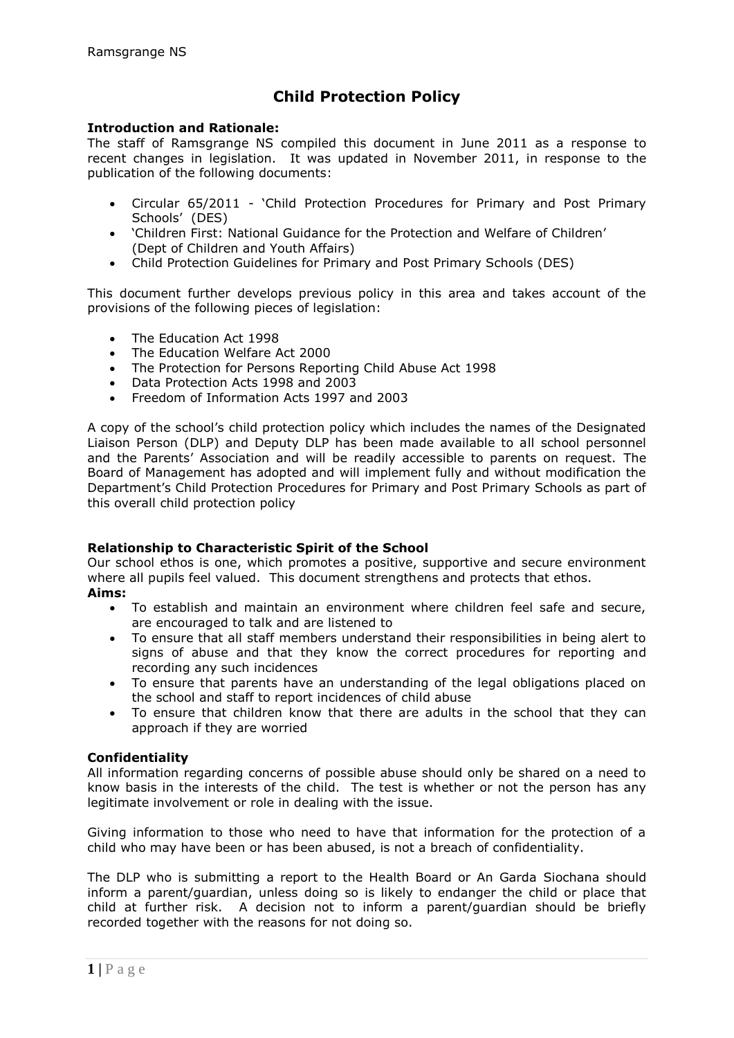# Child Protection Policy

**Introduction and Rationale:**
The staff of Ramsgrange NS compiled this document in June 2011 as a response to recent changes in legislation. It was updated in November 2011, in response to the publication of the following documents:

- Circular 65/2011 - 'Child Protection Procedures for Primary and Post Primary Schools' (DES)
- 'Children First: National Guidance for the Protection and Welfare of Children' (Dept of Children and Youth Affairs)
- Child Protection Guidelines for Primary and Post Primary Schools (DES)

This document further develops previous policy in this area and takes account of the provisions of the following pieces of legislation:

- The Education Act 1998
- The Education Welfare Act 2000
- The Protection for Persons Reporting Child Abuse Act 1998
- Data Protection Acts 1998 and 2003
- Freedom of Information Acts 1997 and 2003

A copy of the school's child protection policy which includes the names of the Designated Liaison Person (DLP) and Deputy DLP has been made available to all school personnel and the Parents' Association and will be readily accessible to parents on request. The Board of Management has adopted and will implement fully and without modification the Department's Child Protection Procedures for Primary and Post Primary Schools as part of this overall child protection policy

**Relationship to Characteristic Spirit of the School**
Our school ethos is one, which promotes a positive, supportive and secure environment where all pupils feel valued. This document strengthens and protects that ethos.

**Aims:**

- To establish and maintain an environment where children feel safe and secure, are encouraged to talk and are listened to
- To ensure that all staff members understand their responsibilities in being alert to signs of abuse and that they know the correct procedures for reporting and recording any such incidences
- To ensure that parents have an understanding of the legal obligations placed on the school and staff to report incidences of child abuse
- To ensure that children know that there are adults in the school that they can approach if they are worried

**Confidentiality**
All information regarding concerns of possible abuse should only be shared on a need to know basis in the interests of the child. The test is whether or not the person has any legitimate involvement or role in dealing with the issue.

Giving information to those who need to have that information for the protection of a child who may have been or has been abused, is not a breach of confidentiality.

The DLP who is submitting a report to the Health Board or An Garda Siochana should inform a parent/guardian, unless doing so is likely to endanger the child or place that child at further risk. A decision not to inform a parent/guardian should be briefly recorded together with the reasons for not doing so.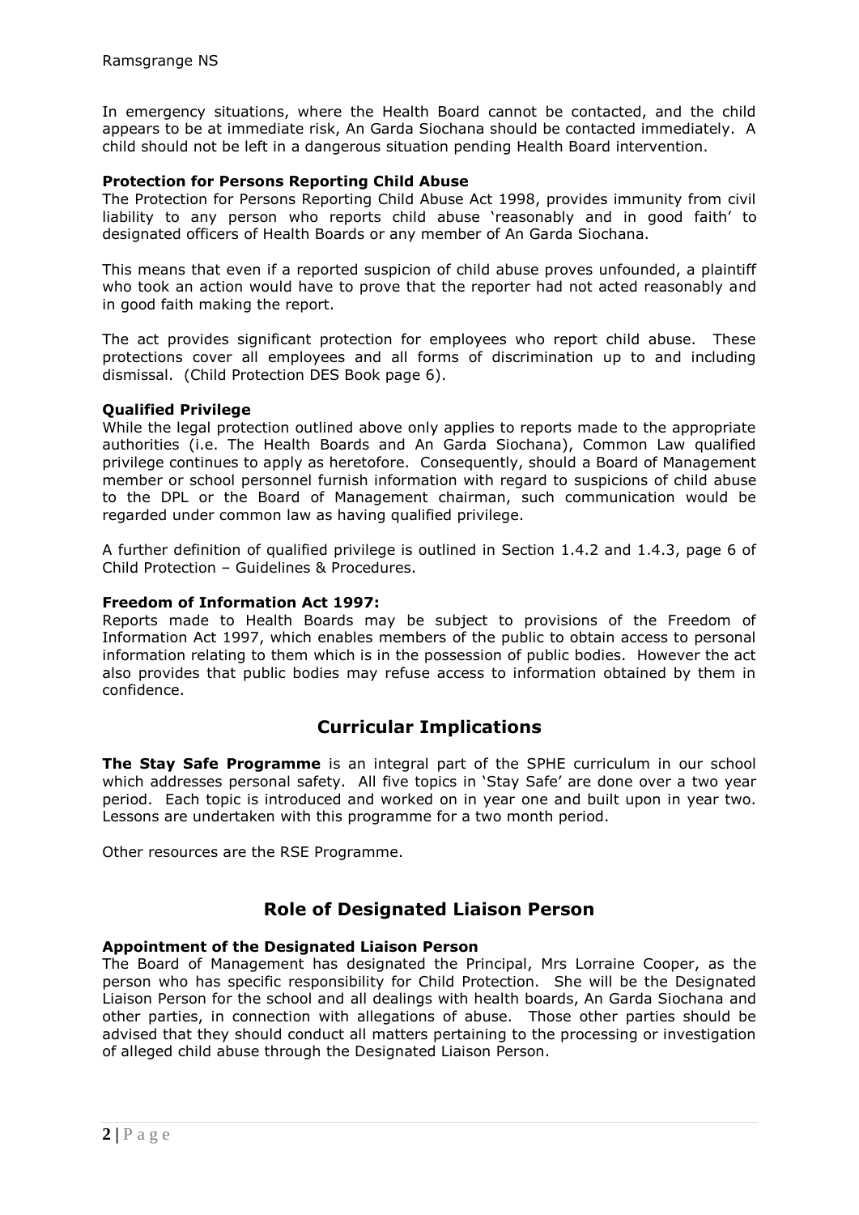In emergency situations, where the Health Board cannot be contacted, and the child appears to be at immediate risk, An Garda Siochana should be contacted immediately. A child should not be left in a dangerous situation pending Health Board intervention.

**Protection for Persons Reporting Child Abuse**

The Protection for Persons Reporting Child Abuse Act 1998, provides immunity from civil liability to any person who reports child abuse 'reasonably and in good faith' to designated officers of Health Boards or any member of An Garda Siochana.

This means that even if a reported suspicion of child abuse proves unfounded, a plaintiff who took an action would have to prove that the reporter had not acted reasonably and in good faith making the report.

The act provides significant protection for employees who report child abuse. These protections cover all employees and all forms of discrimination up to and including dismissal. (Child Protection DES Book page 6).

**Qualified Privilege**

While the legal protection outlined above only applies to reports made to the appropriate authorities (i.e. The Health Boards and An Garda Siochana), Common Law qualified privilege continues to apply as heretofore. Consequently, should a Board of Management member or school personnel furnish information with regard to suspicions of child abuse to the DPL or the Board of Management chairman, such communication would be regarded under common law as having qualified privilege.

A further definition of qualified privilege is outlined in Section 1.4.2 and 1.4.3, page 6 of Child Protection – Guidelines & Procedures.

**Freedom of Information Act 1997:**

Reports made to Health Boards may be subject to provisions of the Freedom of Information Act 1997, which enables members of the public to obtain access to personal information relating to them which is in the possession of public bodies. However the act also provides that public bodies may refuse access to information obtained by them in confidence.

## Curricular Implications

**The Stay Safe Programme** is an integral part of the SPHE curriculum in our school which addresses personal safety. All five topics in 'Stay Safe' are done over a two year period. Each topic is introduced and worked on in year one and built upon in year two. Lessons are undertaken with this programme for a two month period.

Other resources are the RSE Programme.

## Role of Designated Liaison Person

**Appointment of the Designated Liaison Person**

The Board of Management has designated the Principal, Mrs Lorraine Cooper, as the person who has specific responsibility for Child Protection. She will be the Designated Liaison Person for the school and all dealings with health boards, An Garda Siochana and other parties, in connection with allegations of abuse. Those other parties should be advised that they should conduct all matters pertaining to the processing or investigation of alleged child abuse through the Designated Liaison Person.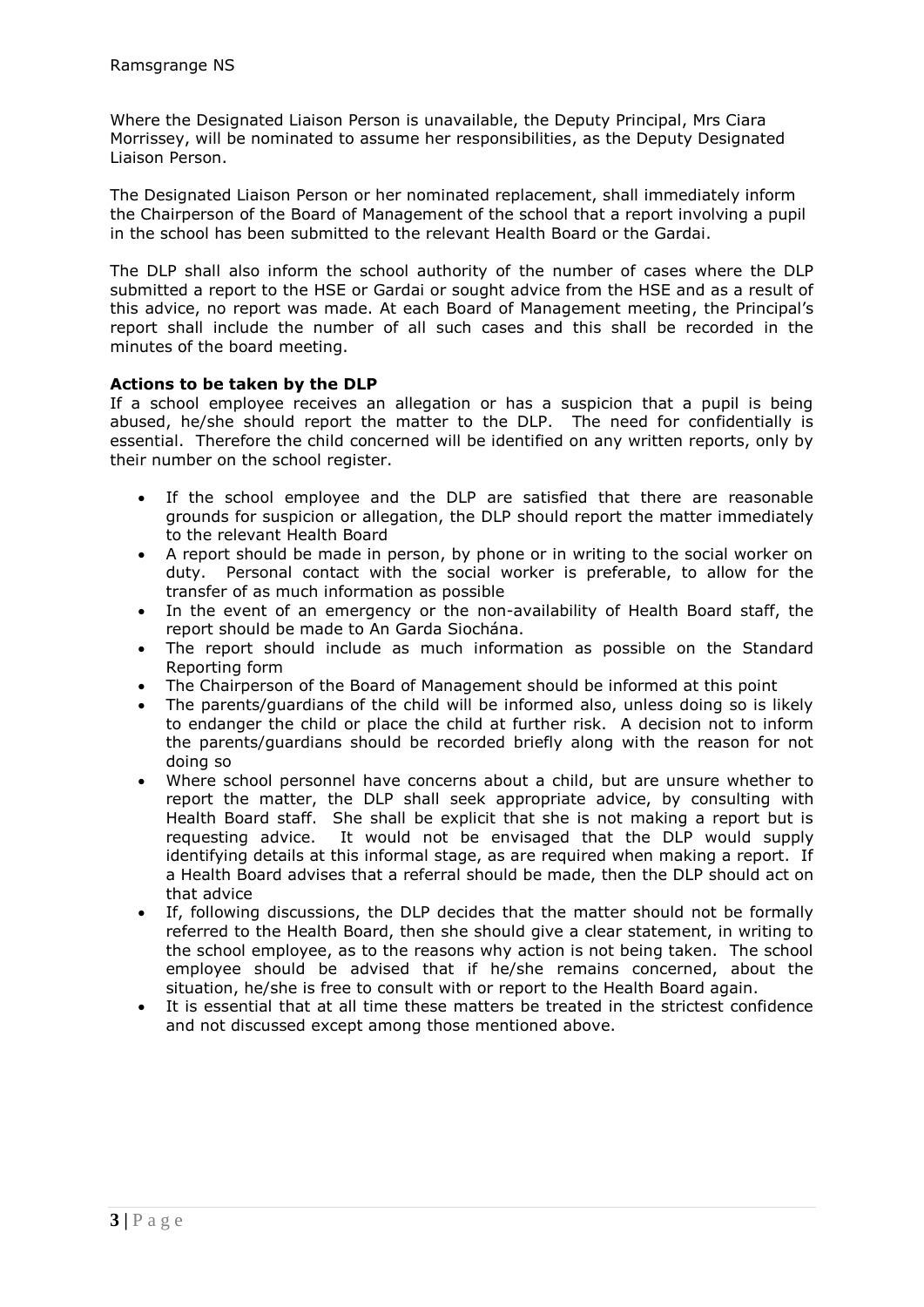Where the Designated Liaison Person is unavailable, the Deputy Principal, Mrs Ciara Morrissey, will be nominated to assume her responsibilities, as the Deputy Designated Liaison Person.

The Designated Liaison Person or her nominated replacement, shall immediately inform the Chairperson of the Board of Management of the school that a report involving a pupil in the school has been submitted to the relevant Health Board or the Gardai.

The DLP shall also inform the school authority of the number of cases where the DLP submitted a report to the HSE or Gardai or sought advice from the HSE and as a result of this advice, no report was made. At each Board of Management meeting, the Principal's report shall include the number of all such cases and this shall be recorded in the minutes of the board meeting.

**Actions to be taken by the DLP**

If a school employee receives an allegation or has a suspicion that a pupil is being abused, he/she should report the matter to the DLP. The need for confidentially is essential. Therefore the child concerned will be identified on any written reports, only by their number on the school register.

- If the school employee and the DLP are satisfied that there are reasonable grounds for suspicion or allegation, the DLP should report the matter immediately to the relevant Health Board
- A report should be made in person, by phone or in writing to the social worker on duty. Personal contact with the social worker is preferable, to allow for the transfer of as much information as possible
- In the event of an emergency or the non-availability of Health Board staff, the report should be made to An Garda Siochána.
- The report should include as much information as possible on the Standard Reporting form
- The Chairperson of the Board of Management should be informed at this point
- The parents/guardians of the child will be informed also, unless doing so is likely to endanger the child or place the child at further risk. A decision not to inform the parents/guardians should be recorded briefly along with the reason for not doing so
- Where school personnel have concerns about a child, but are unsure whether to report the matter, the DLP shall seek appropriate advice, by consulting with Health Board staff. She shall be explicit that she is not making a report but is requesting advice. It would not be envisaged that the DLP would supply identifying details at this informal stage, as are required when making a report. If a Health Board advises that a referral should be made, then the DLP should act on that advice
- If, following discussions, the DLP decides that the matter should not be formally referred to the Health Board, then she should give a clear statement, in writing to the school employee, as to the reasons why action is not being taken. The school employee should be advised that if he/she remains concerned, about the situation, he/she is free to consult with or report to the Health Board again.
- It is essential that at all time these matters be treated in the strictest confidence and not discussed except among those mentioned above.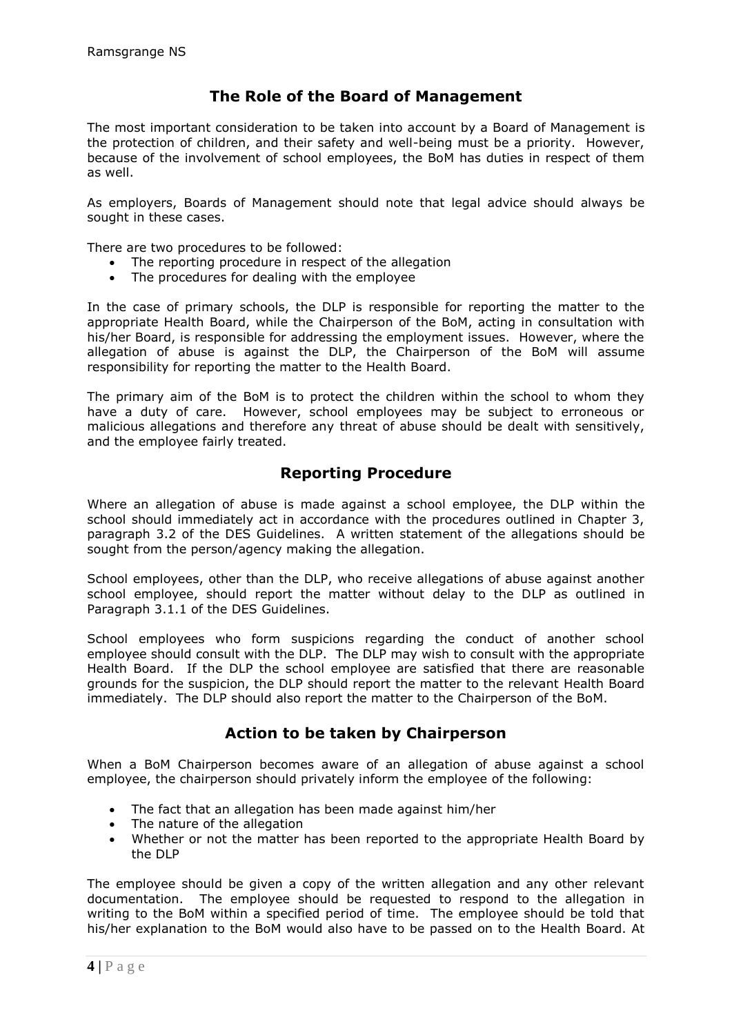## The Role of the Board of Management

The most important consideration to be taken into account by a Board of Management is the protection of children, and their safety and well-being must be a priority. However, because of the involvement of school employees, the BoM has duties in respect of them as well.

As employers, Boards of Management should note that legal advice should always be sought in these cases.

There are two procedures to be followed:

- The reporting procedure in respect of the allegation
- The procedures for dealing with the employee

In the case of primary schools, the DLP is responsible for reporting the matter to the appropriate Health Board, while the Chairperson of the BoM, acting in consultation with his/her Board, is responsible for addressing the employment issues. However, where the allegation of abuse is against the DLP, the Chairperson of the BoM will assume responsibility for reporting the matter to the Health Board.

The primary aim of the BoM is to protect the children within the school to whom they have a duty of care. However, school employees may be subject to erroneous or malicious allegations and therefore any threat of abuse should be dealt with sensitively, and the employee fairly treated.

## Reporting Procedure

Where an allegation of abuse is made against a school employee, the DLP within the school should immediately act in accordance with the procedures outlined in Chapter 3, paragraph 3.2 of the DES Guidelines. A written statement of the allegations should be sought from the person/agency making the allegation.

School employees, other than the DLP, who receive allegations of abuse against another school employee, should report the matter without delay to the DLP as outlined in Paragraph 3.1.1 of the DES Guidelines.

School employees who form suspicions regarding the conduct of another school employee should consult with the DLP. The DLP may wish to consult with the appropriate Health Board. If the DLP the school employee are satisfied that there are reasonable grounds for the suspicion, the DLP should report the matter to the relevant Health Board immediately. The DLP should also report the matter to the Chairperson of the BoM.

## Action to be taken by Chairperson

When a BoM Chairperson becomes aware of an allegation of abuse against a school employee, the chairperson should privately inform the employee of the following:

- The fact that an allegation has been made against him/her
- The nature of the allegation
- Whether or not the matter has been reported to the appropriate Health Board by the DLP

The employee should be given a copy of the written allegation and any other relevant documentation. The employee should be requested to respond to the allegation in writing to the BoM within a specified period of time. The employee should be told that his/her explanation to the BoM would also have to be passed on to the Health Board. At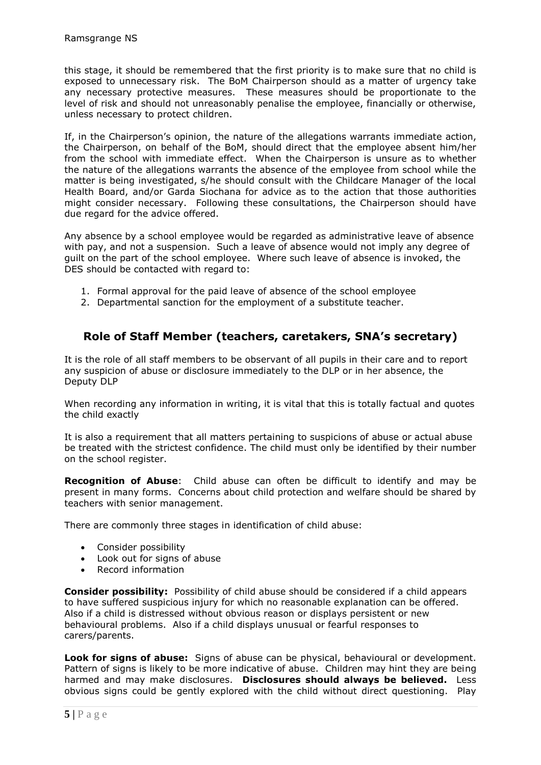this stage, it should be remembered that the first priority is to make sure that no child is exposed to unnecessary risk. The BoM Chairperson should as a matter of urgency take any necessary protective measures. These measures should be proportionate to the level of risk and should not unreasonably penalise the employee, financially or otherwise, unless necessary to protect children.

If, in the Chairperson's opinion, the nature of the allegations warrants immediate action, the Chairperson, on behalf of the BoM, should direct that the employee absent him/her from the school with immediate effect. When the Chairperson is unsure as to whether the nature of the allegations warrants the absence of the employee from school while the matter is being investigated, s/he should consult with the Childcare Manager of the local Health Board, and/or Garda Siochana for advice as to the action that those authorities might consider necessary. Following these consultations, the Chairperson should have due regard for the advice offered.

Any absence by a school employee would be regarded as administrative leave of absence with pay, and not a suspension. Such a leave of absence would not imply any degree of guilt on the part of the school employee. Where such leave of absence is invoked, the DES should be contacted with regard to:

1. Formal approval for the paid leave of absence of the school employee
2. Departmental sanction for the employment of a substitute teacher.

## Role of Staff Member (teachers, caretakers, SNA's secretary)

It is the role of all staff members to be observant of all pupils in their care and to report any suspicion of abuse or disclosure immediately to the DLP or in her absence, the Deputy DLP

When recording any information in writing, it is vital that this is totally factual and quotes the child exactly

It is also a requirement that all matters pertaining to suspicions of abuse or actual abuse be treated with the strictest confidence. The child must only be identified by their number on the school register.

**Recognition of Abuse**: Child abuse can often be difficult to identify and may be present in many forms. Concerns about child protection and welfare should be shared by teachers with senior management.

There are commonly three stages in identification of child abuse:

- Consider possibility
- Look out for signs of abuse
- Record information

**Consider possibility:** Possibility of child abuse should be considered if a child appears to have suffered suspicious injury for which no reasonable explanation can be offered. Also if a child is distressed without obvious reason or displays persistent or new behavioural problems. Also if a child displays unusual or fearful responses to carers/parents.

**Look for signs of abuse:** Signs of abuse can be physical, behavioural or development. Pattern of signs is likely to be more indicative of abuse. Children may hint they are being harmed and may make disclosures. **Disclosures should always be believed.** Less obvious signs could be gently explored with the child without direct questioning. Play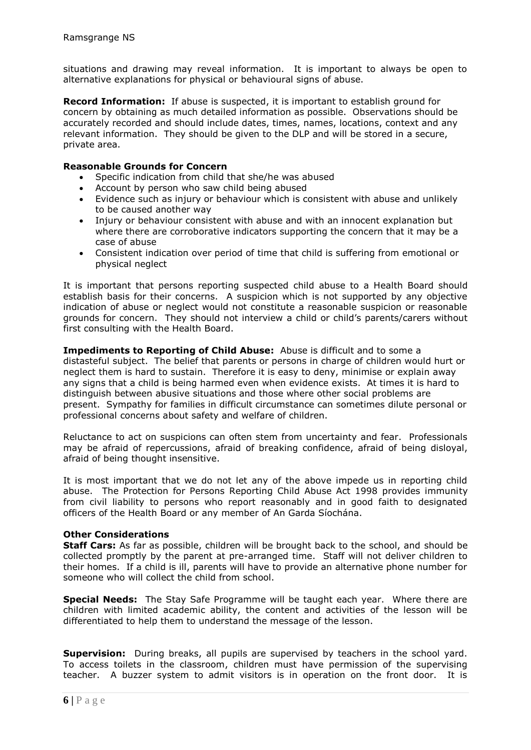situations and drawing may reveal information. It is important to always be open to alternative explanations for physical or behavioural signs of abuse.

**Record Information:** If abuse is suspected, it is important to establish ground for concern by obtaining as much detailed information as possible. Observations should be accurately recorded and should include dates, times, names, locations, context and any relevant information. They should be given to the DLP and will be stored in a secure, private area.

**Reasonable Grounds for Concern**

- Specific indication from child that she/he was abused
- Account by person who saw child being abused
- Evidence such as injury or behaviour which is consistent with abuse and unlikely to be caused another way
- Injury or behaviour consistent with abuse and with an innocent explanation but where there are corroborative indicators supporting the concern that it may be a case of abuse
- Consistent indication over period of time that child is suffering from emotional or physical neglect

It is important that persons reporting suspected child abuse to a Health Board should establish basis for their concerns. A suspicion which is not supported by any objective indication of abuse or neglect would not constitute a reasonable suspicion or reasonable grounds for concern. They should not interview a child or child's parents/carers without first consulting with the Health Board.

**Impediments to Reporting of Child Abuse:** Abuse is difficult and to some a distasteful subject. The belief that parents or persons in charge of children would hurt or neglect them is hard to sustain. Therefore it is easy to deny, minimise or explain away any signs that a child is being harmed even when evidence exists. At times it is hard to distinguish between abusive situations and those where other social problems are present. Sympathy for families in difficult circumstance can sometimes dilute personal or professional concerns about safety and welfare of children.

Reluctance to act on suspicions can often stem from uncertainty and fear. Professionals may be afraid of repercussions, afraid of breaking confidence, afraid of being disloyal, afraid of being thought insensitive.

It is most important that we do not let any of the above impede us in reporting child abuse. The Protection for Persons Reporting Child Abuse Act 1998 provides immunity from civil liability to persons who report reasonably and in good faith to designated officers of the Health Board or any member of An Garda Síochána.

**Other Considerations**

**Staff Cars:** As far as possible, children will be brought back to the school, and should be collected promptly by the parent at pre-arranged time. Staff will not deliver children to their homes. If a child is ill, parents will have to provide an alternative phone number for someone who will collect the child from school.

**Special Needs:** The Stay Safe Programme will be taught each year. Where there are children with limited academic ability, the content and activities of the lesson will be differentiated to help them to understand the message of the lesson.

**Supervision:** During breaks, all pupils are supervised by teachers in the school yard. To access toilets in the classroom, children must have permission of the supervising teacher. A buzzer system to admit visitors is in operation on the front door. It is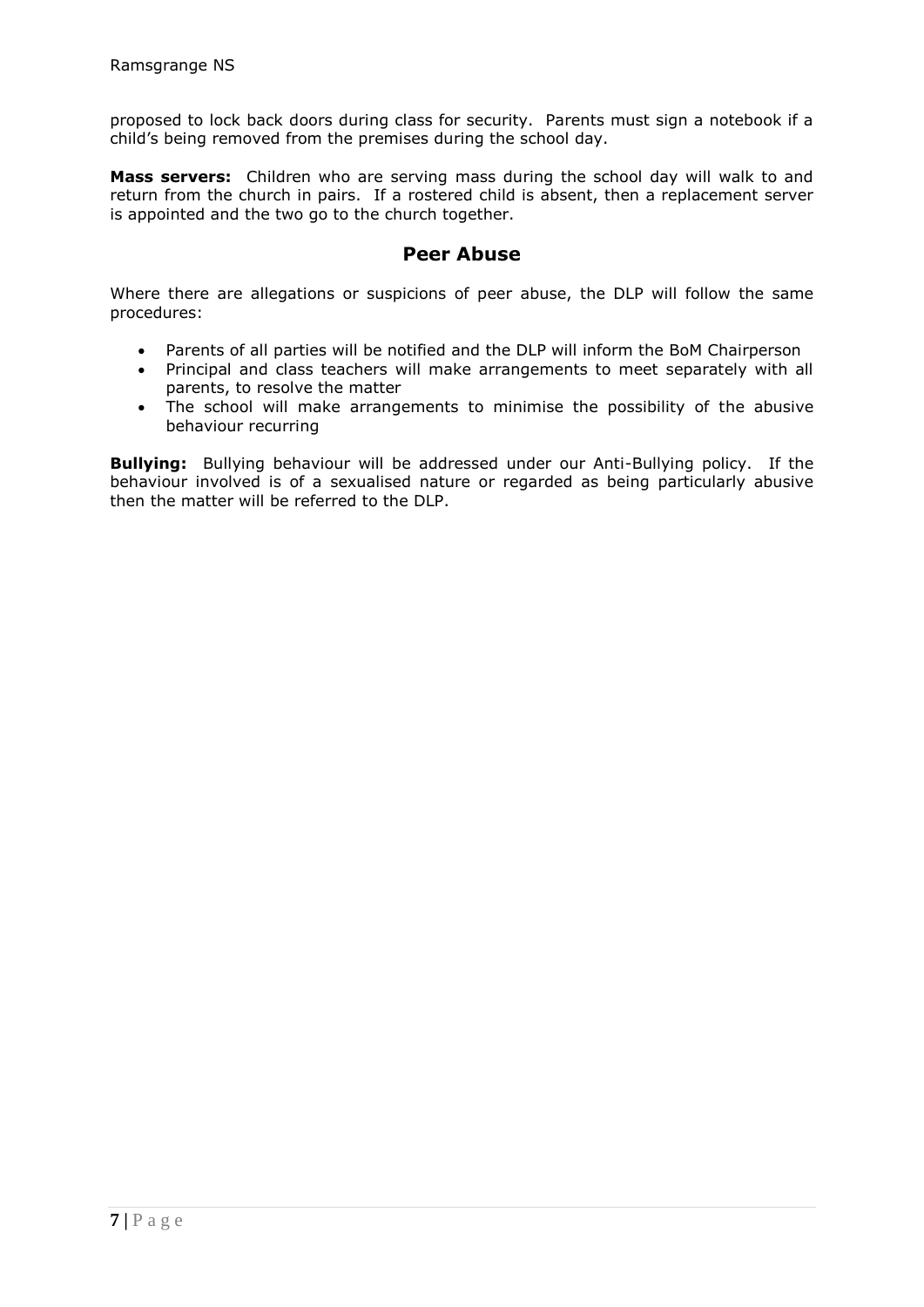proposed to lock back doors during class for security. Parents must sign a notebook if a child's being removed from the premises during the school day.

**Mass servers:** Children who are serving mass during the school day will walk to and return from the church in pairs. If a rostered child is absent, then a replacement server is appointed and the two go to the church together.

## Peer Abuse

Where there are allegations or suspicions of peer abuse, the DLP will follow the same procedures:

- Parents of all parties will be notified and the DLP will inform the BoM Chairperson
- Principal and class teachers will make arrangements to meet separately with all parents, to resolve the matter
- The school will make arrangements to minimise the possibility of the abusive behaviour recurring

**Bullying:** Bullying behaviour will be addressed under our Anti-Bullying policy. If the behaviour involved is of a sexualised nature or regarded as being particularly abusive then the matter will be referred to the DLP.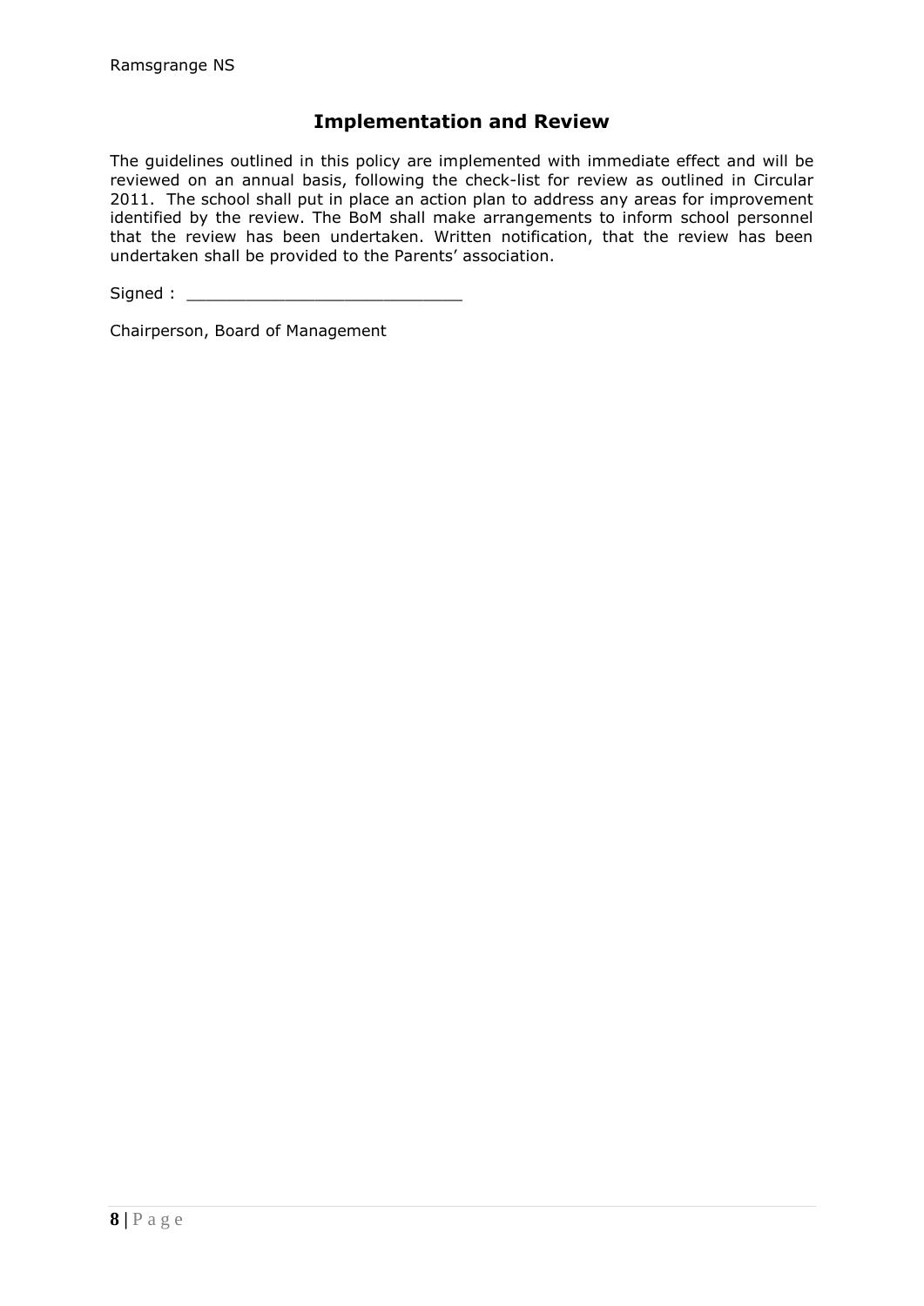## Implementation and Review

The guidelines outlined in this policy are implemented with immediate effect and will be reviewed on an annual basis, following the check-list for review as outlined in Circular 2011. The school shall put in place an action plan to address any areas for improvement identified by the review. The BoM shall make arrangements to inform school personnel that the review has been undertaken. Written notification, that the review has been undertaken shall be provided to the Parents' association.

Signed : ___________________________

Chairperson, Board of Management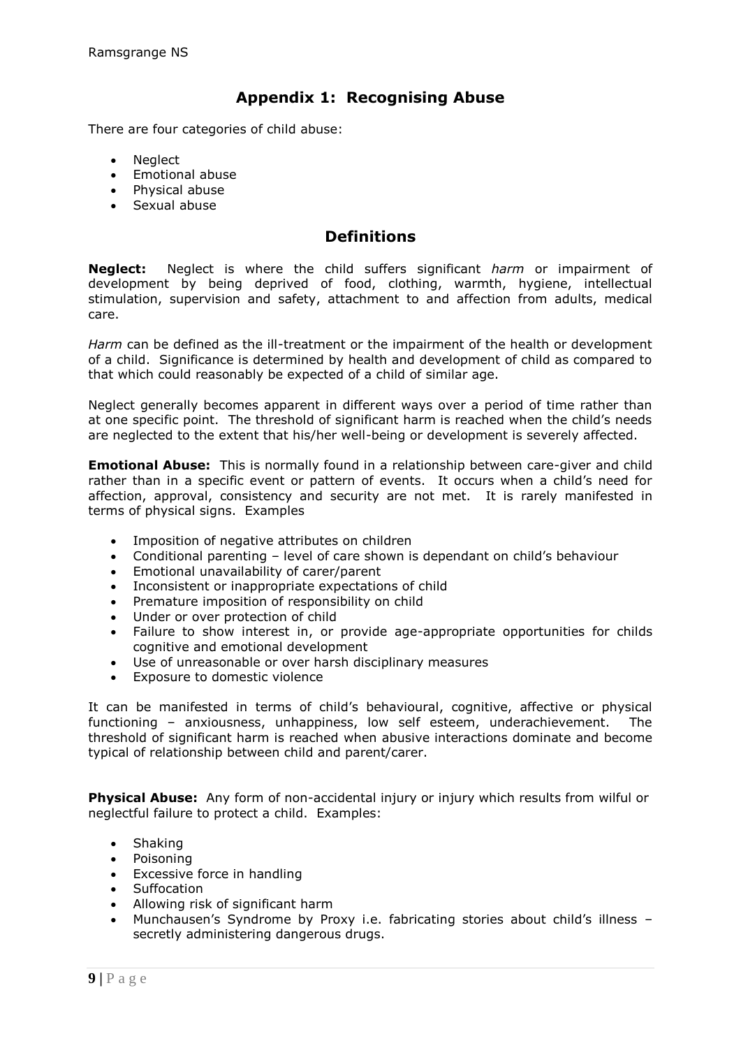## Appendix 1: Recognising Abuse

There are four categories of child abuse:

- Neglect
- Emotional abuse
- Physical abuse
- Sexual abuse

## Definitions

**Neglect:** Neglect is where the child suffers significant *harm* or impairment of development by being deprived of food, clothing, warmth, hygiene, intellectual stimulation, supervision and safety, attachment to and affection from adults, medical care.

*Harm* can be defined as the ill-treatment or the impairment of the health or development of a child. Significance is determined by health and development of child as compared to that which could reasonably be expected of a child of similar age.

Neglect generally becomes apparent in different ways over a period of time rather than at one specific point. The threshold of significant harm is reached when the child's needs are neglected to the extent that his/her well-being or development is severely affected.

**Emotional Abuse:** This is normally found in a relationship between care-giver and child rather than in a specific event or pattern of events. It occurs when a child's need for affection, approval, consistency and security are not met. It is rarely manifested in terms of physical signs. Examples

- Imposition of negative attributes on children
- Conditional parenting – level of care shown is dependant on child's behaviour
- Emotional unavailability of carer/parent
- Inconsistent or inappropriate expectations of child
- Premature imposition of responsibility on child
- Under or over protection of child
- Failure to show interest in, or provide age-appropriate opportunities for childs cognitive and emotional development
- Use of unreasonable or over harsh disciplinary measures
- Exposure to domestic violence

It can be manifested in terms of child's behavioural, cognitive, affective or physical functioning – anxiousness, unhappiness, low self esteem, underachievement. The threshold of significant harm is reached when abusive interactions dominate and become typical of relationship between child and parent/carer.

**Physical Abuse:** Any form of non-accidental injury or injury which results from wilful or neglectful failure to protect a child. Examples:

- Shaking
- Poisoning
- Excessive force in handling
- Suffocation
- Allowing risk of significant harm
- Munchausen's Syndrome by Proxy i.e. fabricating stories about child's illness – secretly administering dangerous drugs.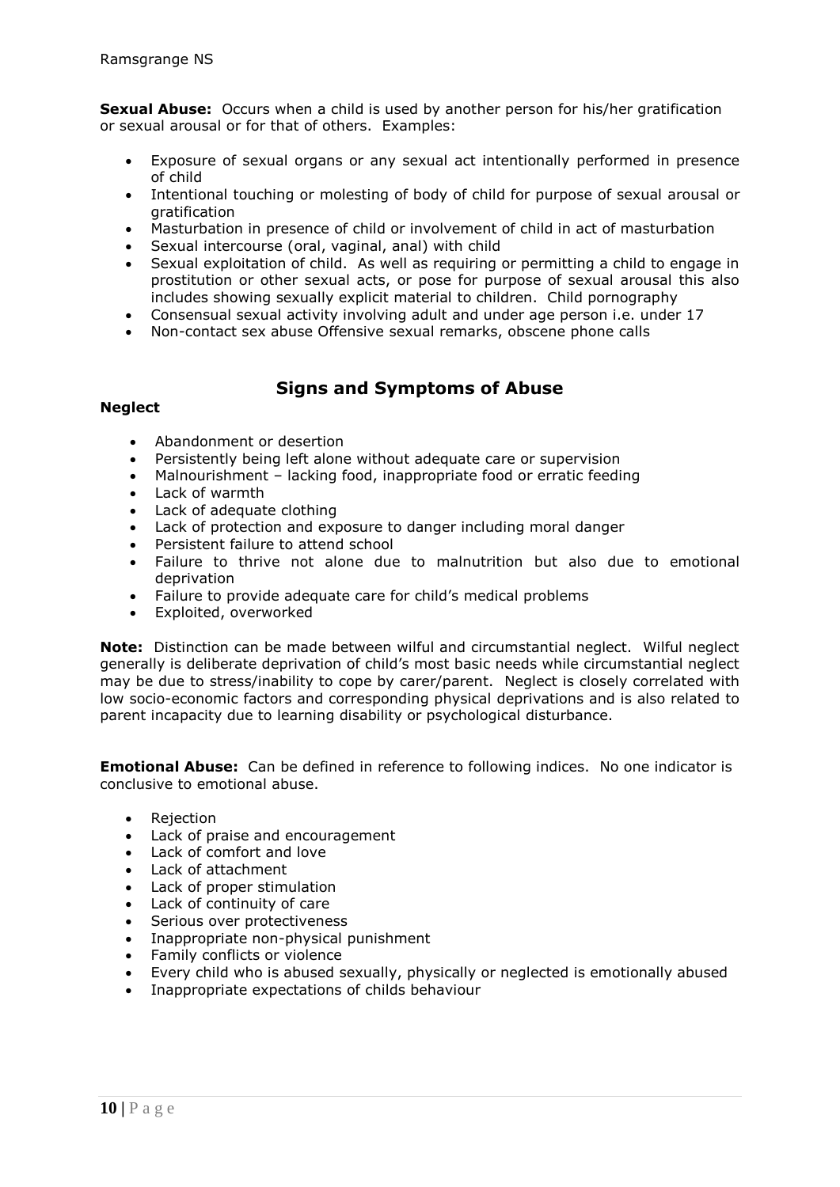**Sexual Abuse:** Occurs when a child is used by another person for his/her gratification or sexual arousal or for that of others. Examples:

- Exposure of sexual organs or any sexual act intentionally performed in presence of child
- Intentional touching or molesting of body of child for purpose of sexual arousal or gratification
- Masturbation in presence of child or involvement of child in act of masturbation
- Sexual intercourse (oral, vaginal, anal) with child
- Sexual exploitation of child. As well as requiring or permitting a child to engage in prostitution or other sexual acts, or pose for purpose of sexual arousal this also includes showing sexually explicit material to children. Child pornography
- Consensual sexual activity involving adult and under age person i.e. under 17
- Non-contact sex abuse Offensive sexual remarks, obscene phone calls

## Signs and Symptoms of Abuse

**Neglect**

- Abandonment or desertion
- Persistently being left alone without adequate care or supervision
- Malnourishment – lacking food, inappropriate food or erratic feeding
- Lack of warmth
- Lack of adequate clothing
- Lack of protection and exposure to danger including moral danger
- Persistent failure to attend school
- Failure to thrive not alone due to malnutrition but also due to emotional deprivation
- Failure to provide adequate care for child's medical problems
- Exploited, overworked

**Note:** Distinction can be made between wilful and circumstantial neglect. Wilful neglect generally is deliberate deprivation of child's most basic needs while circumstantial neglect may be due to stress/inability to cope by carer/parent. Neglect is closely correlated with low socio-economic factors and corresponding physical deprivations and is also related to parent incapacity due to learning disability or psychological disturbance.

**Emotional Abuse:** Can be defined in reference to following indices. No one indicator is conclusive to emotional abuse.

- Rejection
- Lack of praise and encouragement
- Lack of comfort and love
- Lack of attachment
- Lack of proper stimulation
- Lack of continuity of care
- Serious over protectiveness
- Inappropriate non-physical punishment
- Family conflicts or violence
- Every child who is abused sexually, physically or neglected is emotionally abused
- Inappropriate expectations of childs behaviour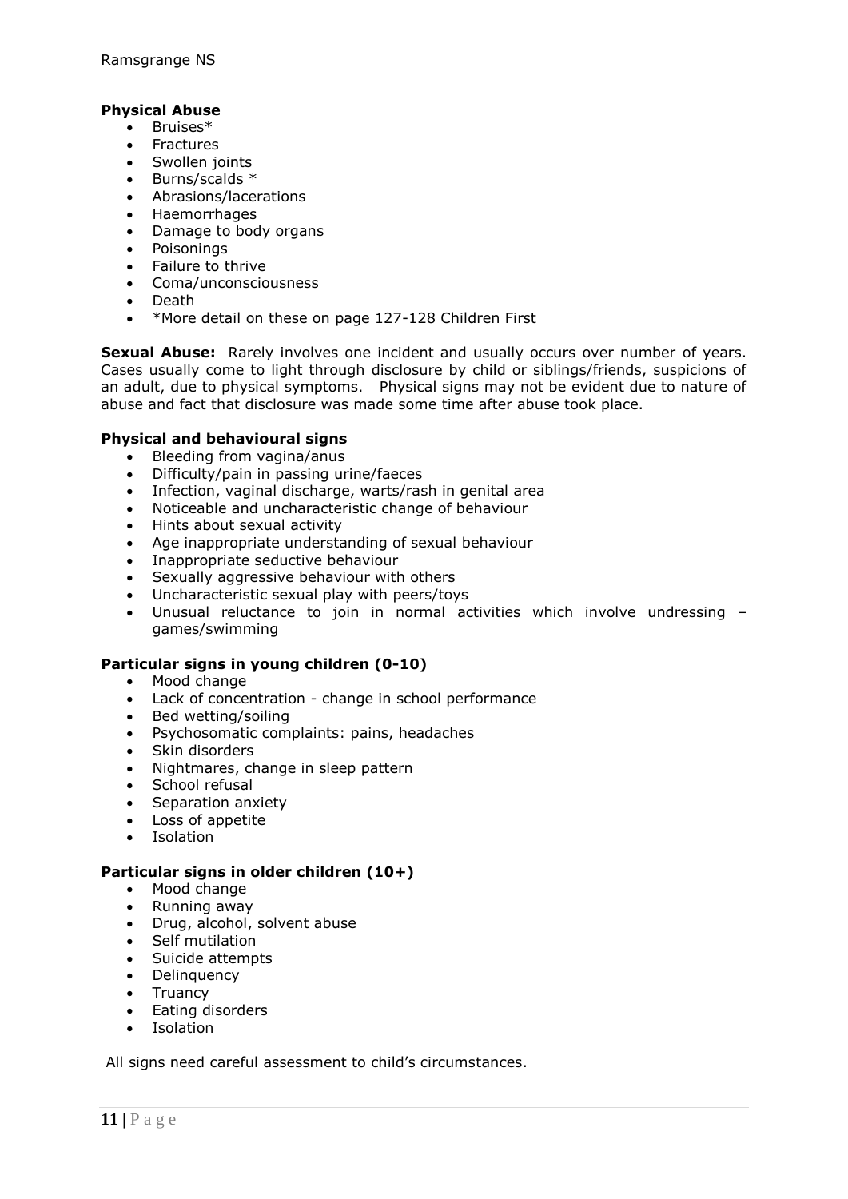**Physical Abuse**

- Bruises*
- Fractures
- Swollen joints
- Burns/scalds *
- Abrasions/lacerations
- Haemorrhages
- Damage to body organs
- Poisonings
- Failure to thrive
- Coma/unconsciousness
- Death
- *More detail on these on page 127-128 Children First

**Sexual Abuse:** Rarely involves one incident and usually occurs over number of years. Cases usually come to light through disclosure by child or siblings/friends, suspicions of an adult, due to physical symptoms. Physical signs may not be evident due to nature of abuse and fact that disclosure was made some time after abuse took place.

**Physical and behavioural signs**

- Bleeding from vagina/anus
- Difficulty/pain in passing urine/faeces
- Infection, vaginal discharge, warts/rash in genital area
- Noticeable and uncharacteristic change of behaviour
- Hints about sexual activity
- Age inappropriate understanding of sexual behaviour
- Inappropriate seductive behaviour
- Sexually aggressive behaviour with others
- Uncharacteristic sexual play with peers/toys
- Unusual reluctance to join in normal activities which involve undressing – games/swimming

**Particular signs in young children (0-10)**

- Mood change
- Lack of concentration - change in school performance
- Bed wetting/soiling
- Psychosomatic complaints: pains, headaches
- Skin disorders
- Nightmares, change in sleep pattern
- School refusal
- Separation anxiety
- Loss of appetite
- Isolation

**Particular signs in older children (10+)**

- Mood change
- Running away
- Drug, alcohol, solvent abuse
- Self mutilation
- Suicide attempts
- Delinquency
- Truancy
- Eating disorders
- Isolation

All signs need careful assessment to child's circumstances.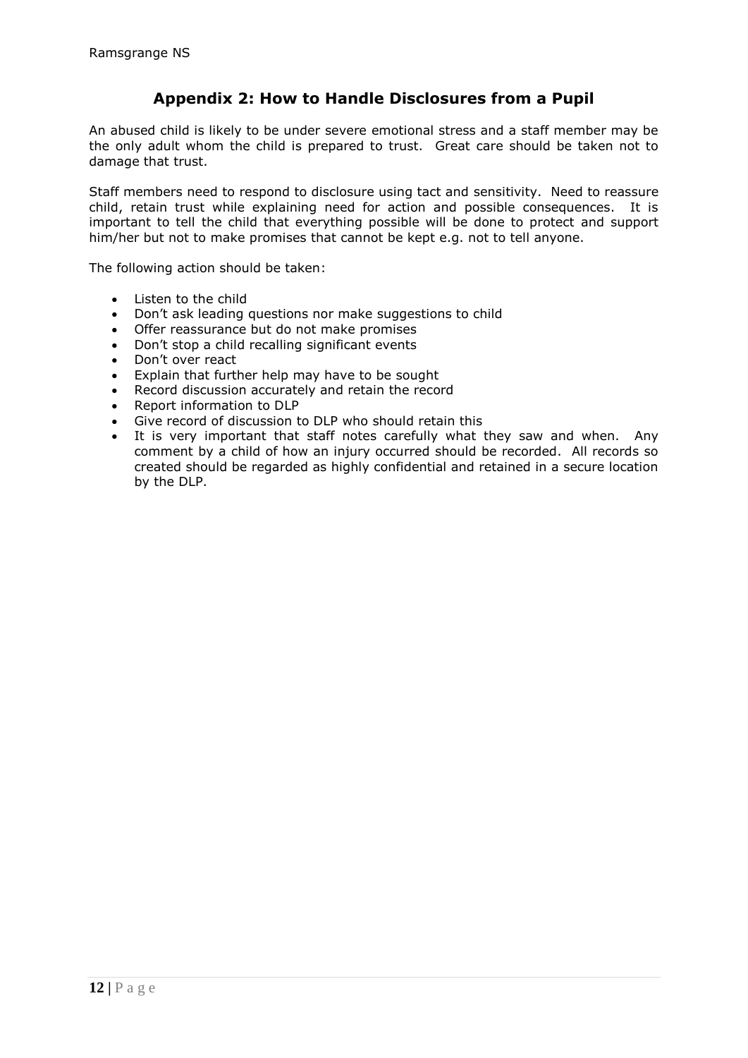## Appendix 2: How to Handle Disclosures from a Pupil

An abused child is likely to be under severe emotional stress and a staff member may be the only adult whom the child is prepared to trust. Great care should be taken not to damage that trust.

Staff members need to respond to disclosure using tact and sensitivity. Need to reassure child, retain trust while explaining need for action and possible consequences. It is important to tell the child that everything possible will be done to protect and support him/her but not to make promises that cannot be kept e.g. not to tell anyone.

The following action should be taken:

- Listen to the child
- Don't ask leading questions nor make suggestions to child
- Offer reassurance but do not make promises
- Don't stop a child recalling significant events
- Don't over react
- Explain that further help may have to be sought
- Record discussion accurately and retain the record
- Report information to DLP
- Give record of discussion to DLP who should retain this
- It is very important that staff notes carefully what they saw and when. Any comment by a child of how an injury occurred should be recorded. All records so created should be regarded as highly confidential and retained in a secure location by the DLP.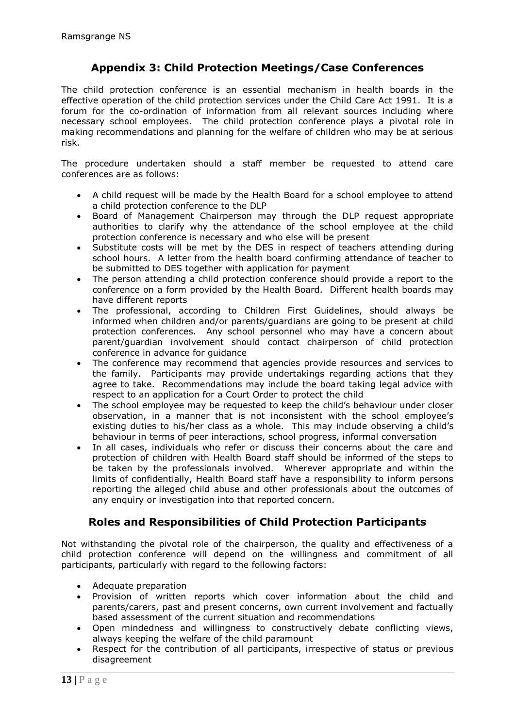## Appendix 3: Child Protection Meetings/Case Conferences

The child protection conference is an essential mechanism in health boards in the effective operation of the child protection services under the Child Care Act 1991. It is a forum for the co-ordination of information from all relevant sources including where necessary school employees. The child protection conference plays a pivotal role in making recommendations and planning for the welfare of children who may be at serious risk.

The procedure undertaken should a staff member be requested to attend care conferences are as follows:

- A child request will be made by the Health Board for a school employee to attend a child protection conference to the DLP
- Board of Management Chairperson may through the DLP request appropriate authorities to clarify why the attendance of the school employee at the child protection conference is necessary and who else will be present
- Substitute costs will be met by the DES in respect of teachers attending during school hours. A letter from the health board confirming attendance of teacher to be submitted to DES together with application for payment
- The person attending a child protection conference should provide a report to the conference on a form provided by the Health Board. Different health boards may have different reports
- The professional, according to Children First Guidelines, should always be informed when children and/or parents/guardians are going to be present at child protection conferences. Any school personnel who may have a concern about parent/guardian involvement should contact chairperson of child protection conference in advance for guidance
- The conference may recommend that agencies provide resources and services to the family. Participants may provide undertakings regarding actions that they agree to take. Recommendations may include the board taking legal advice with respect to an application for a Court Order to protect the child
- The school employee may be requested to keep the child's behaviour under closer observation, in a manner that is not inconsistent with the school employee's existing duties to his/her class as a whole. This may include observing a child's behaviour in terms of peer interactions, school progress, informal conversation
- In all cases, individuals who refer or discuss their concerns about the care and protection of children with Health Board staff should be informed of the steps to be taken by the professionals involved. Wherever appropriate and within the limits of confidentially, Health Board staff have a responsibility to inform persons reporting the alleged child abuse and other professionals about the outcomes of any enquiry or investigation into that reported concern.

## Roles and Responsibilities of Child Protection Participants

Not withstanding the pivotal role of the chairperson, the quality and effectiveness of a child protection conference will depend on the willingness and commitment of all participants, particularly with regard to the following factors:

- Adequate preparation
- Provision of written reports which cover information about the child and parents/carers, past and present concerns, own current involvement and factually based assessment of the current situation and recommendations
- Open mindedness and willingness to constructively debate conflicting views, always keeping the welfare of the child paramount
- Respect for the contribution of all participants, irrespective of status or previous disagreement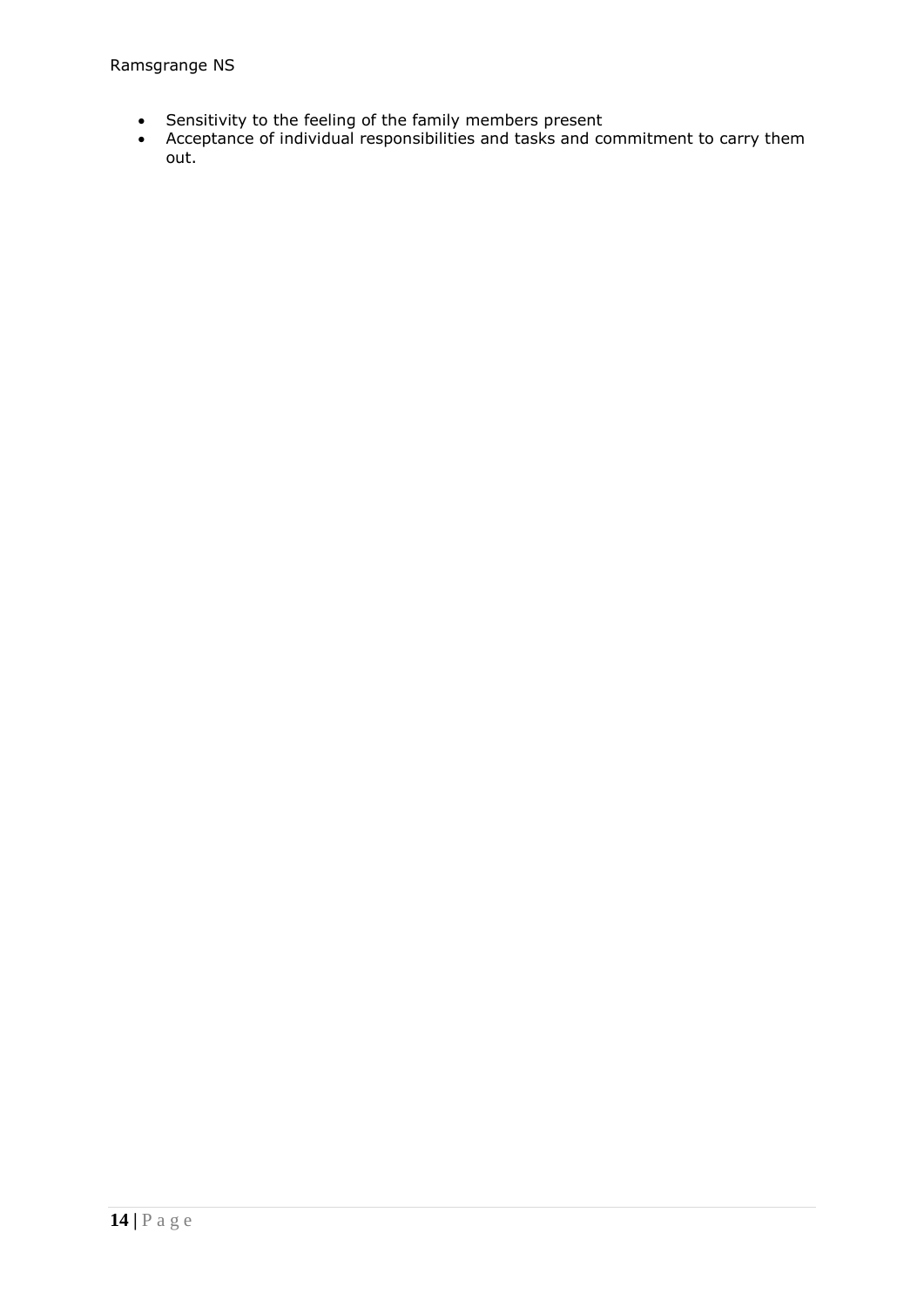- Sensitivity to the feeling of the family members present
- Acceptance of individual responsibilities and tasks and commitment to carry them out.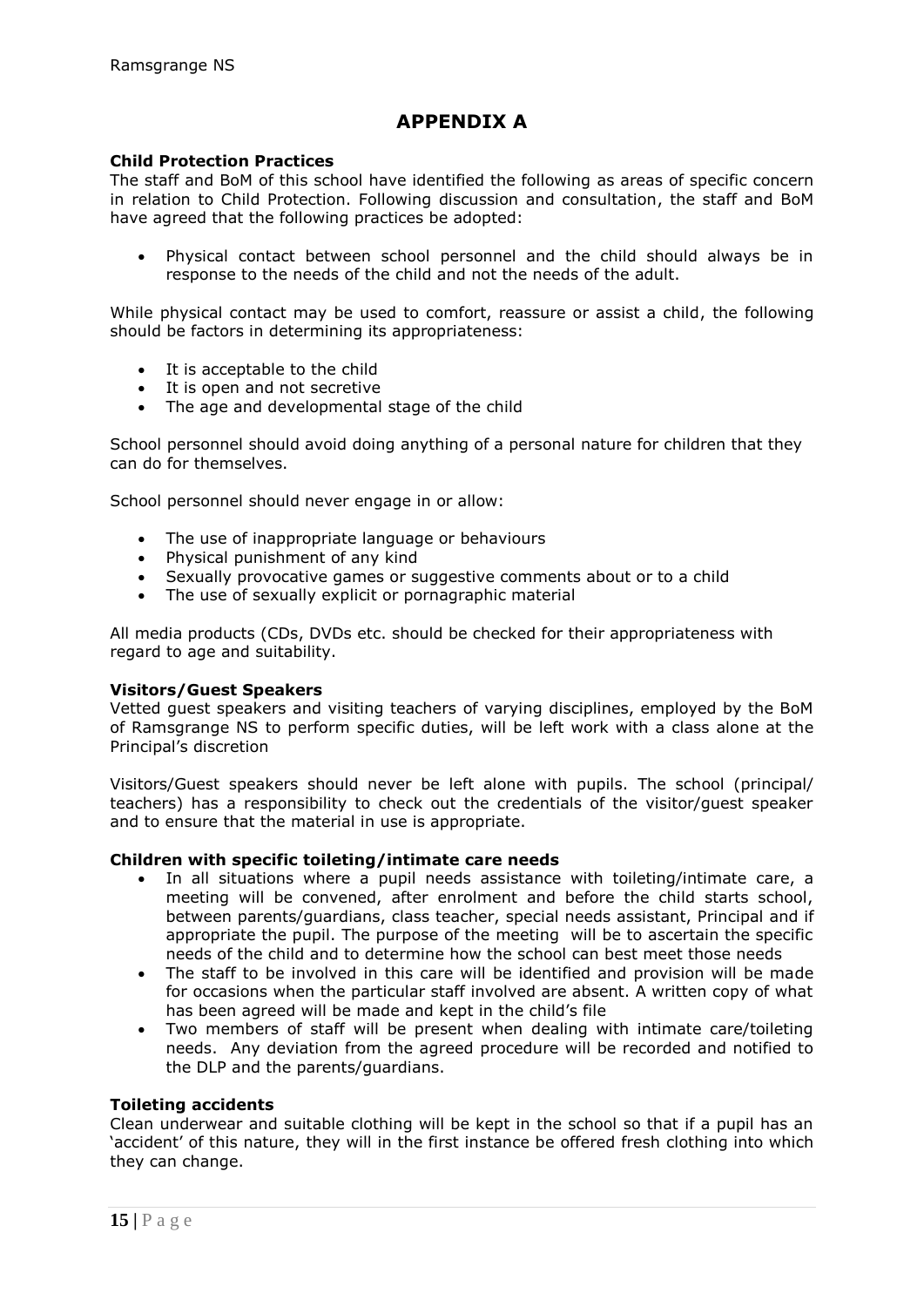# APPENDIX A

**Child Protection Practices**

The staff and BoM of this school have identified the following as areas of specific concern in relation to Child Protection. Following discussion and consultation, the staff and BoM have agreed that the following practices be adopted:

- Physical contact between school personnel and the child should always be in response to the needs of the child and not the needs of the adult.

While physical contact may be used to comfort, reassure or assist a child, the following should be factors in determining its appropriateness:

- It is acceptable to the child
- It is open and not secretive
- The age and developmental stage of the child

School personnel should avoid doing anything of a personal nature for children that they can do for themselves.

School personnel should never engage in or allow:

- The use of inappropriate language or behaviours
- Physical punishment of any kind
- Sexually provocative games or suggestive comments about or to a child
- The use of sexually explicit or pornagraphic material

All media products (CDs, DVDs etc. should be checked for their appropriateness with regard to age and suitability.

**Visitors/Guest Speakers**

Vetted guest speakers and visiting teachers of varying disciplines, employed by the BoM of Ramsgrange NS to perform specific duties, will be left work with a class alone at the Principal's discretion

Visitors/Guest speakers should never be left alone with pupils. The school (principal/ teachers) has a responsibility to check out the credentials of the visitor/guest speaker and to ensure that the material in use is appropriate.

**Children with specific toileting/intimate care needs**

- In all situations where a pupil needs assistance with toileting/intimate care, a meeting will be convened, after enrolment and before the child starts school, between parents/guardians, class teacher, special needs assistant, Principal and if appropriate the pupil. The purpose of the meeting will be to ascertain the specific needs of the child and to determine how the school can best meet those needs
- The staff to be involved in this care will be identified and provision will be made for occasions when the particular staff involved are absent. A written copy of what has been agreed will be made and kept in the child's file
- Two members of staff will be present when dealing with intimate care/toileting needs. Any deviation from the agreed procedure will be recorded and notified to the DLP and the parents/guardians.

**Toileting accidents**

Clean underwear and suitable clothing will be kept in the school so that if a pupil has an 'accident' of this nature, they will in the first instance be offered fresh clothing into which they can change.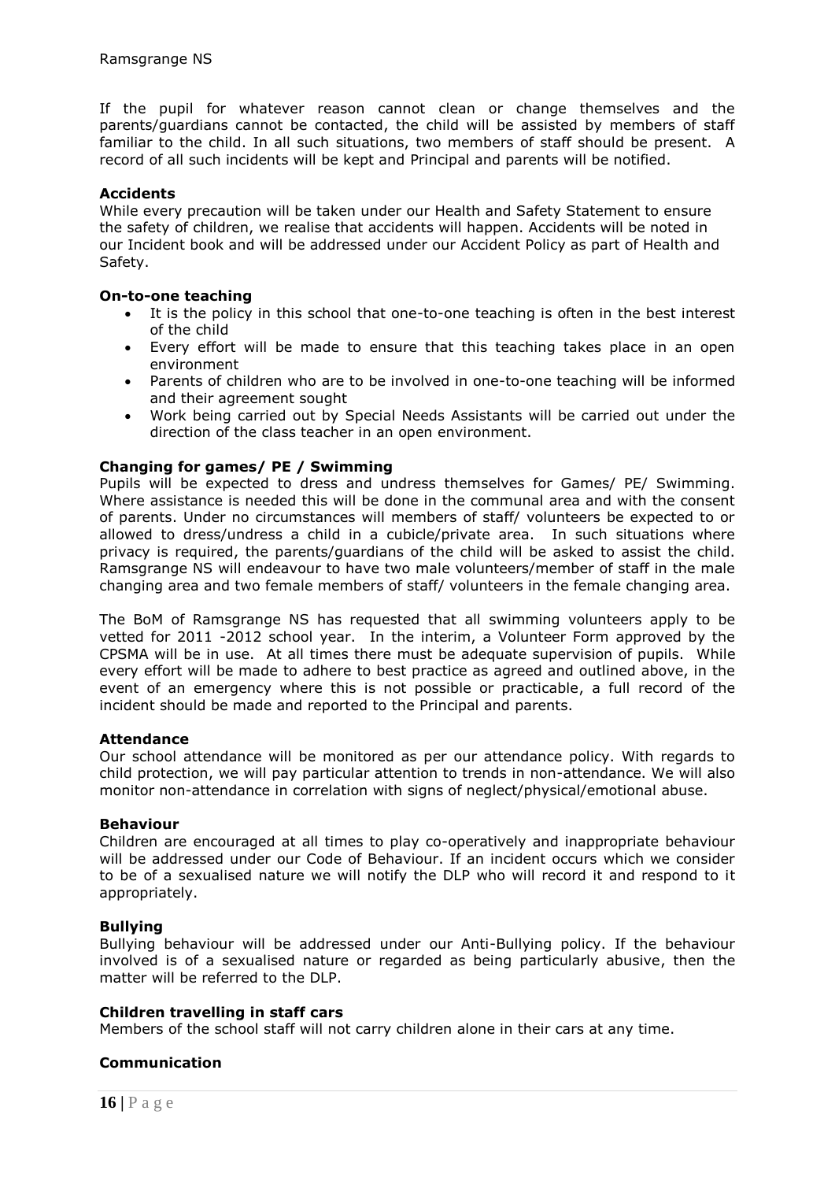If the pupil for whatever reason cannot clean or change themselves and the parents/guardians cannot be contacted, the child will be assisted by members of staff familiar to the child. In all such situations, two members of staff should be present. A record of all such incidents will be kept and Principal and parents will be notified.

**Accidents**

While every precaution will be taken under our Health and Safety Statement to ensure the safety of children, we realise that accidents will happen. Accidents will be noted in our Incident book and will be addressed under our Accident Policy as part of Health and Safety.

**On-to-one teaching**

- It is the policy in this school that one-to-one teaching is often in the best interest of the child
- Every effort will be made to ensure that this teaching takes place in an open environment
- Parents of children who are to be involved in one-to-one teaching will be informed and their agreement sought
- Work being carried out by Special Needs Assistants will be carried out under the direction of the class teacher in an open environment.

**Changing for games/ PE / Swimming**

Pupils will be expected to dress and undress themselves for Games/ PE/ Swimming. Where assistance is needed this will be done in the communal area and with the consent of parents. Under no circumstances will members of staff/ volunteers be expected to or allowed to dress/undress a child in a cubicle/private area. In such situations where privacy is required, the parents/guardians of the child will be asked to assist the child. Ramsgrange NS will endeavour to have two male volunteers/member of staff in the male changing area and two female members of staff/ volunteers in the female changing area.

The BoM of Ramsgrange NS has requested that all swimming volunteers apply to be vetted for 2011 -2012 school year. In the interim, a Volunteer Form approved by the CPSMA will be in use. At all times there must be adequate supervision of pupils. While every effort will be made to adhere to best practice as agreed and outlined above, in the event of an emergency where this is not possible or practicable, a full record of the incident should be made and reported to the Principal and parents.

**Attendance**

Our school attendance will be monitored as per our attendance policy. With regards to child protection, we will pay particular attention to trends in non-attendance. We will also monitor non-attendance in correlation with signs of neglect/physical/emotional abuse.

**Behaviour**

Children are encouraged at all times to play co-operatively and inappropriate behaviour will be addressed under our Code of Behaviour. If an incident occurs which we consider to be of a sexualised nature we will notify the DLP who will record it and respond to it appropriately.

**Bullying**

Bullying behaviour will be addressed under our Anti-Bullying policy. If the behaviour involved is of a sexualised nature or regarded as being particularly abusive, then the matter will be referred to the DLP.

**Children travelling in staff cars**

Members of the school staff will not carry children alone in their cars at any time.

**Communication**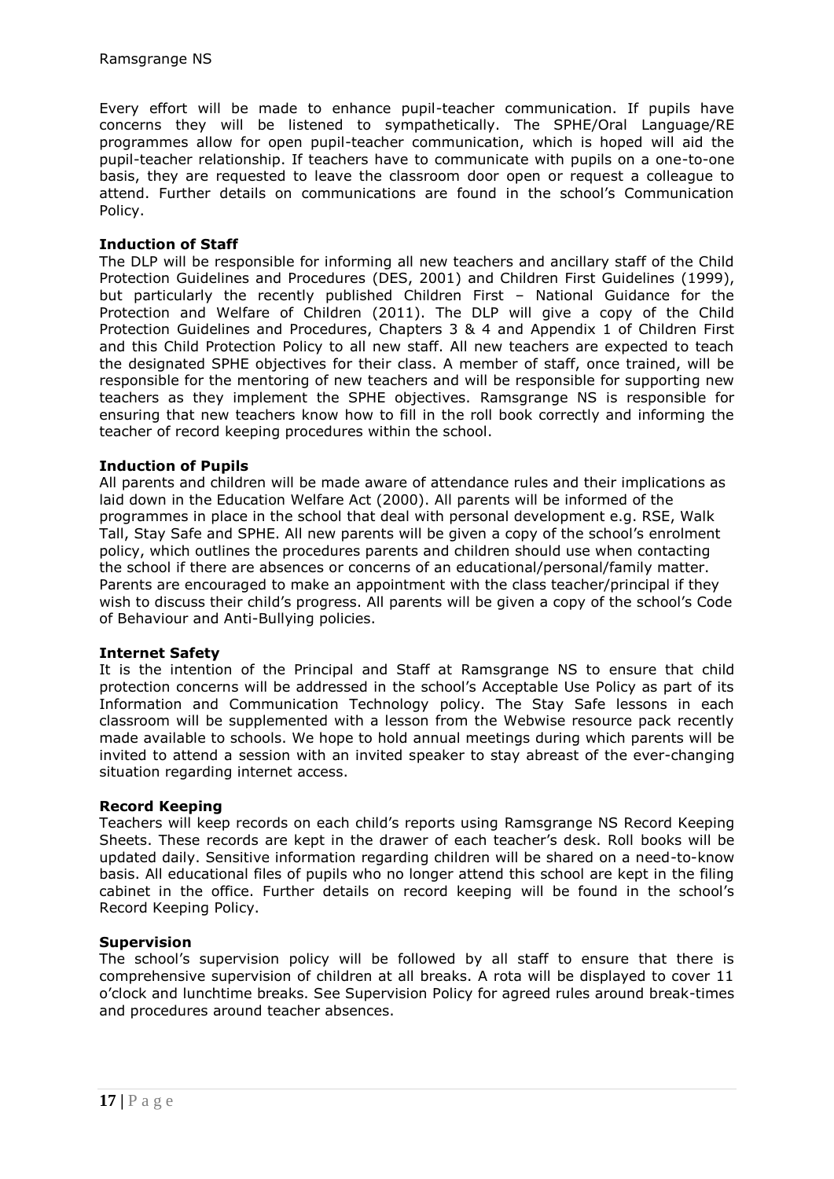Every effort will be made to enhance pupil-teacher communication. If pupils have concerns they will be listened to sympathetically. The SPHE/Oral Language/RE programmes allow for open pupil-teacher communication, which is hoped will aid the pupil-teacher relationship. If teachers have to communicate with pupils on a one-to-one basis, they are requested to leave the classroom door open or request a colleague to attend. Further details on communications are found in the school's Communication Policy.

**Induction of Staff**

The DLP will be responsible for informing all new teachers and ancillary staff of the Child Protection Guidelines and Procedures (DES, 2001) and Children First Guidelines (1999), but particularly the recently published Children First – National Guidance for the Protection and Welfare of Children (2011). The DLP will give a copy of the Child Protection Guidelines and Procedures, Chapters 3 & 4 and Appendix 1 of Children First and this Child Protection Policy to all new staff. All new teachers are expected to teach the designated SPHE objectives for their class. A member of staff, once trained, will be responsible for the mentoring of new teachers and will be responsible for supporting new teachers as they implement the SPHE objectives. Ramsgrange NS is responsible for ensuring that new teachers know how to fill in the roll book correctly and informing the teacher of record keeping procedures within the school.

**Induction of Pupils**

All parents and children will be made aware of attendance rules and their implications as laid down in the Education Welfare Act (2000). All parents will be informed of the programmes in place in the school that deal with personal development e.g. RSE, Walk Tall, Stay Safe and SPHE. All new parents will be given a copy of the school's enrolment policy, which outlines the procedures parents and children should use when contacting the school if there are absences or concerns of an educational/personal/family matter. Parents are encouraged to make an appointment with the class teacher/principal if they wish to discuss their child's progress. All parents will be given a copy of the school's Code of Behaviour and Anti-Bullying policies.

**Internet Safety**

It is the intention of the Principal and Staff at Ramsgrange NS to ensure that child protection concerns will be addressed in the school's Acceptable Use Policy as part of its Information and Communication Technology policy. The Stay Safe lessons in each classroom will be supplemented with a lesson from the Webwise resource pack recently made available to schools. We hope to hold annual meetings during which parents will be invited to attend a session with an invited speaker to stay abreast of the ever-changing situation regarding internet access.

**Record Keeping**

Teachers will keep records on each child's reports using Ramsgrange NS Record Keeping Sheets. These records are kept in the drawer of each teacher's desk. Roll books will be updated daily. Sensitive information regarding children will be shared on a need-to-know basis. All educational files of pupils who no longer attend this school are kept in the filing cabinet in the office. Further details on record keeping will be found in the school's Record Keeping Policy.

**Supervision**

The school's supervision policy will be followed by all staff to ensure that there is comprehensive supervision of children at all breaks. A rota will be displayed to cover 11 o'clock and lunchtime breaks. See Supervision Policy for agreed rules around break-times and procedures around teacher absences.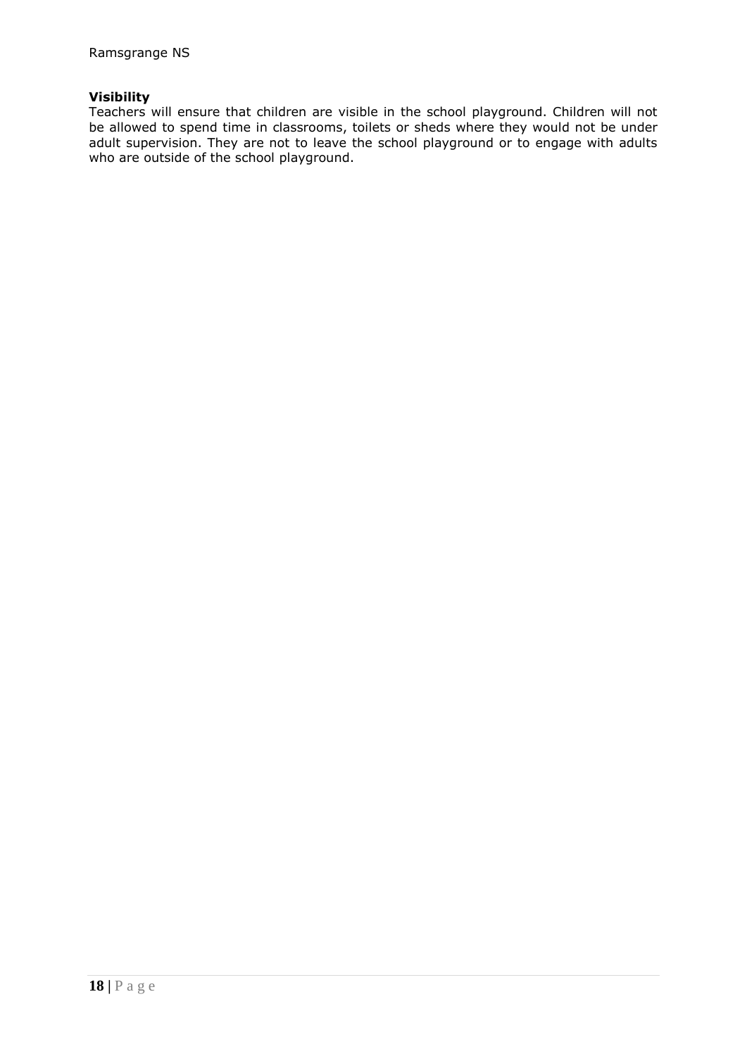**Visibility**

Teachers will ensure that children are visible in the school playground. Children will not be allowed to spend time in classrooms, toilets or sheds where they would not be under adult supervision. They are not to leave the school playground or to engage with adults who are outside of the school playground.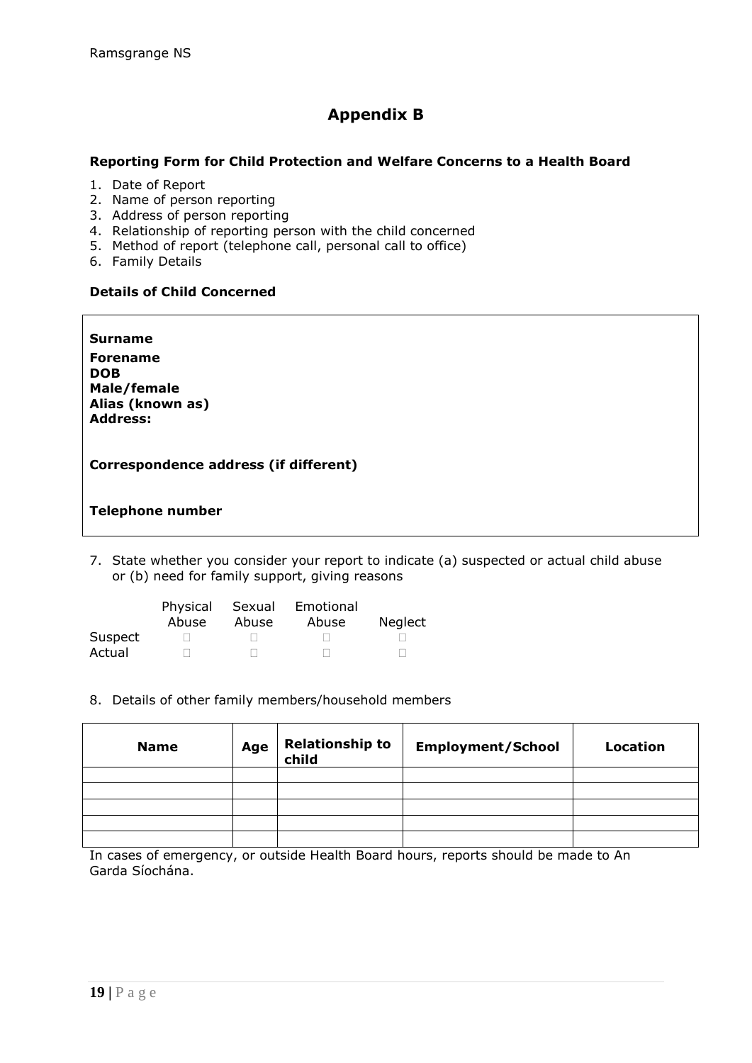# Appendix B

**Reporting Form for Child Protection and Welfare Concerns to a Health Board**

1. Date of Report
2. Name of person reporting
3. Address of person reporting
4. Relationship of reporting person with the child concerned
5. Method of report (telephone call, personal call to office)
6. Family Details

**Details of Child Concerned**

**Surname**
**Forename**
**DOB**
**Male/female**
**Alias (known as)**
**Address:**

**Correspondence address (if different)**

**Telephone number**

7. State whether you consider your report to indicate (a) suspected or actual child abuse or (b) need for family support, giving reasons

| | Physical Abuse | Sexual Abuse | Emotional Abuse | Neglect |
|---|---|---|---|---|
| Suspect | ☐ | ☐ | ☐ | ☐ |
| Actual | ☐ | ☐ | ☐ | ☐ |

8. Details of other family members/household members

| Name | Age | Relationship to child | Employment/School | Location |
|---|---|---|---|---|
| | | | | |
| | | | | |
| | | | | |
| | | | | |
| | | | | |

In cases of emergency, or outside Health Board hours, reports should be made to An Garda Síochána.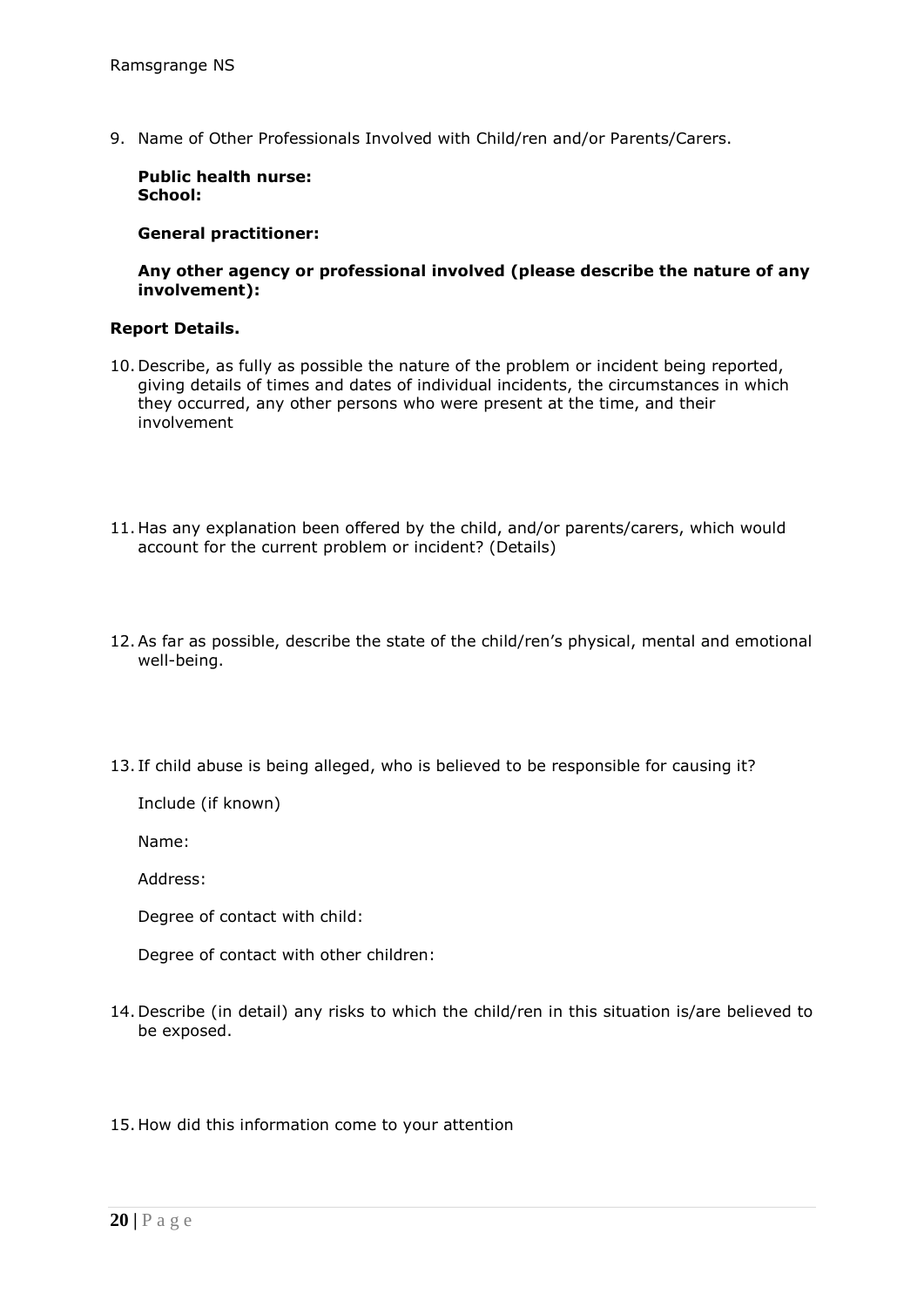9. Name of Other Professionals Involved with Child/ren and/or Parents/Carers.

   **Public health nurse:**
   **School:**

   **General practitioner:**

   **Any other agency or professional involved (please describe the nature of any involvement):**

**Report Details.**

10. Describe, as fully as possible the nature of the problem or incident being reported, giving details of times and dates of individual incidents, the circumstances in which they occurred, any other persons who were present at the time, and their involvement

11. Has any explanation been offered by the child, and/or parents/carers, which would account for the current problem or incident? (Details)

12. As far as possible, describe the state of the child/ren's physical, mental and emotional well-being.

13. If child abuse is being alleged, who is believed to be responsible for causing it?

    Include (if known)

    Name:

    Address:

    Degree of contact with child:

    Degree of contact with other children:

14. Describe (in detail) any risks to which the child/ren in this situation is/are believed to be exposed.

15. How did this information come to your attention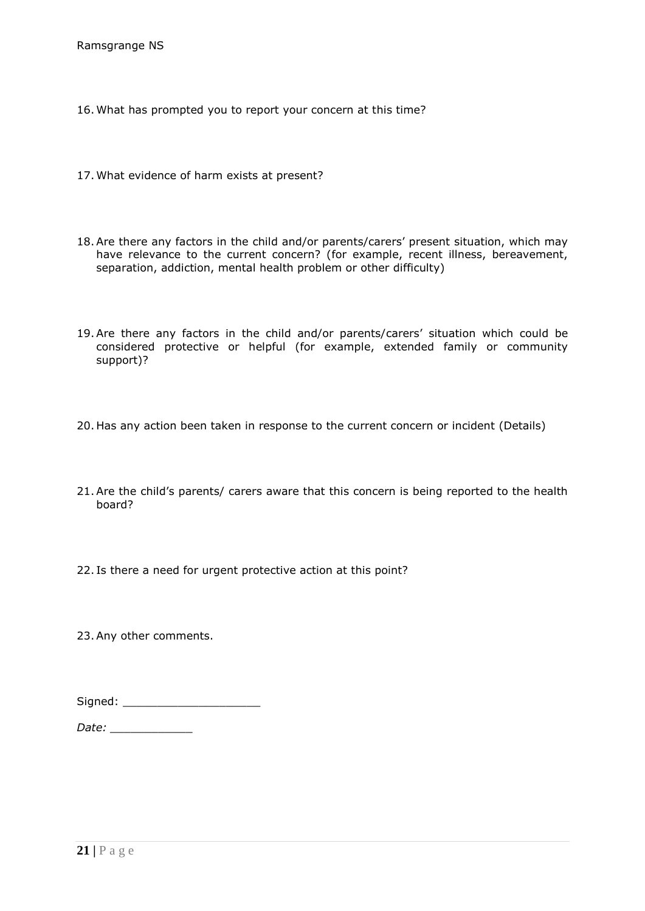16. What has prompted you to report your concern at this time?

17. What evidence of harm exists at present?

18. Are there any factors in the child and/or parents/carers' present situation, which may have relevance to the current concern? (for example, recent illness, bereavement, separation, addiction, mental health problem or other difficulty)

19. Are there any factors in the child and/or parents/carers' situation which could be considered protective or helpful (for example, extended family or community support)?

20. Has any action been taken in response to the current concern or incident (Details)

21. Are the child's parents/ carers aware that this concern is being reported to the health board?

22. Is there a need for urgent protective action at this point?

23. Any other comments.

Signed: ____________________

*Date:* ____________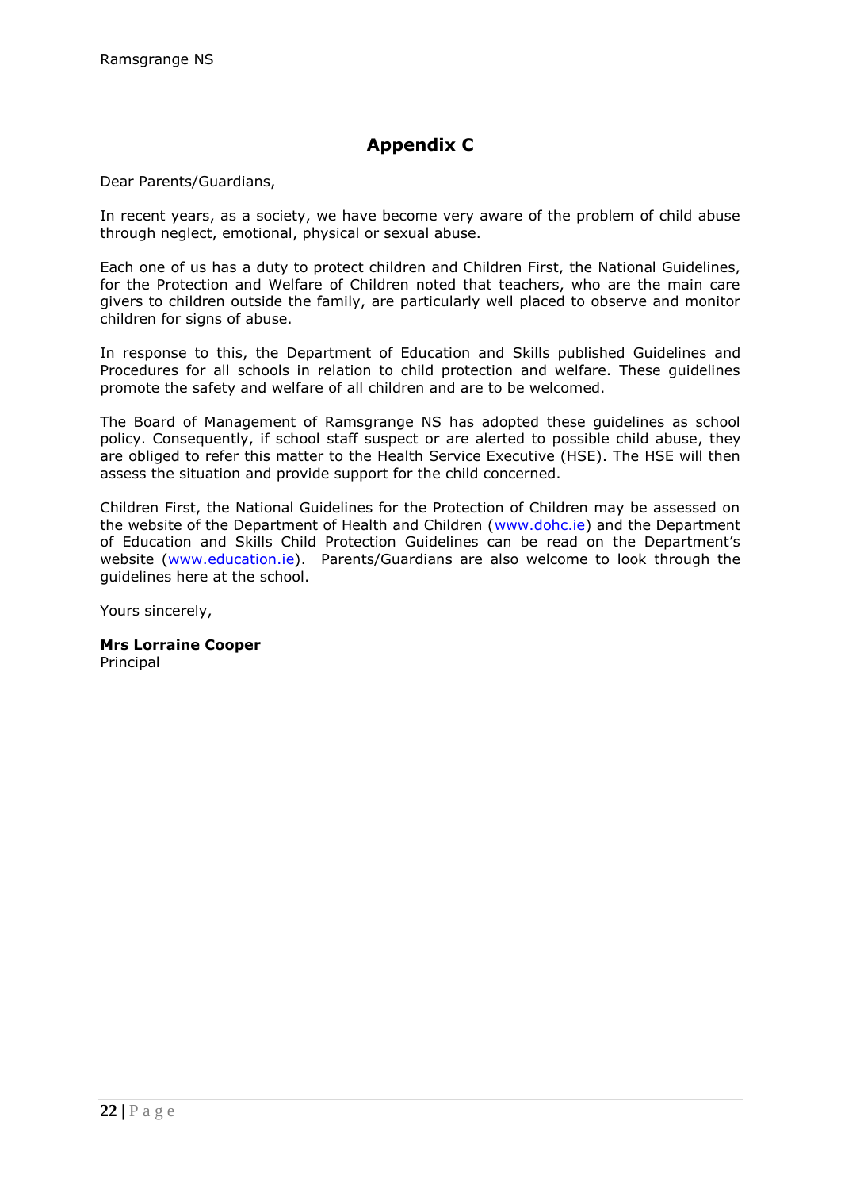## Appendix C

Dear Parents/Guardians,

In recent years, as a society, we have become very aware of the problem of child abuse through neglect, emotional, physical or sexual abuse.

Each one of us has a duty to protect children and Children First, the National Guidelines, for the Protection and Welfare of Children noted that teachers, who are the main care givers to children outside the family, are particularly well placed to observe and monitor children for signs of abuse.

In response to this, the Department of Education and Skills published Guidelines and Procedures for all schools in relation to child protection and welfare. These guidelines promote the safety and welfare of all children and are to be welcomed.

The Board of Management of Ramsgrange NS has adopted these guidelines as school policy. Consequently, if school staff suspect or are alerted to possible child abuse, they are obliged to refer this matter to the Health Service Executive (HSE). The HSE will then assess the situation and provide support for the child concerned.

Children First, the National Guidelines for the Protection of Children may be assessed on the website of the Department of Health and Children (www.dohc.ie) and the Department of Education and Skills Child Protection Guidelines can be read on the Department's website (www.education.ie). Parents/Guardians are also welcome to look through the guidelines here at the school.

Yours sincerely,

**Mrs Lorraine Cooper**
Principal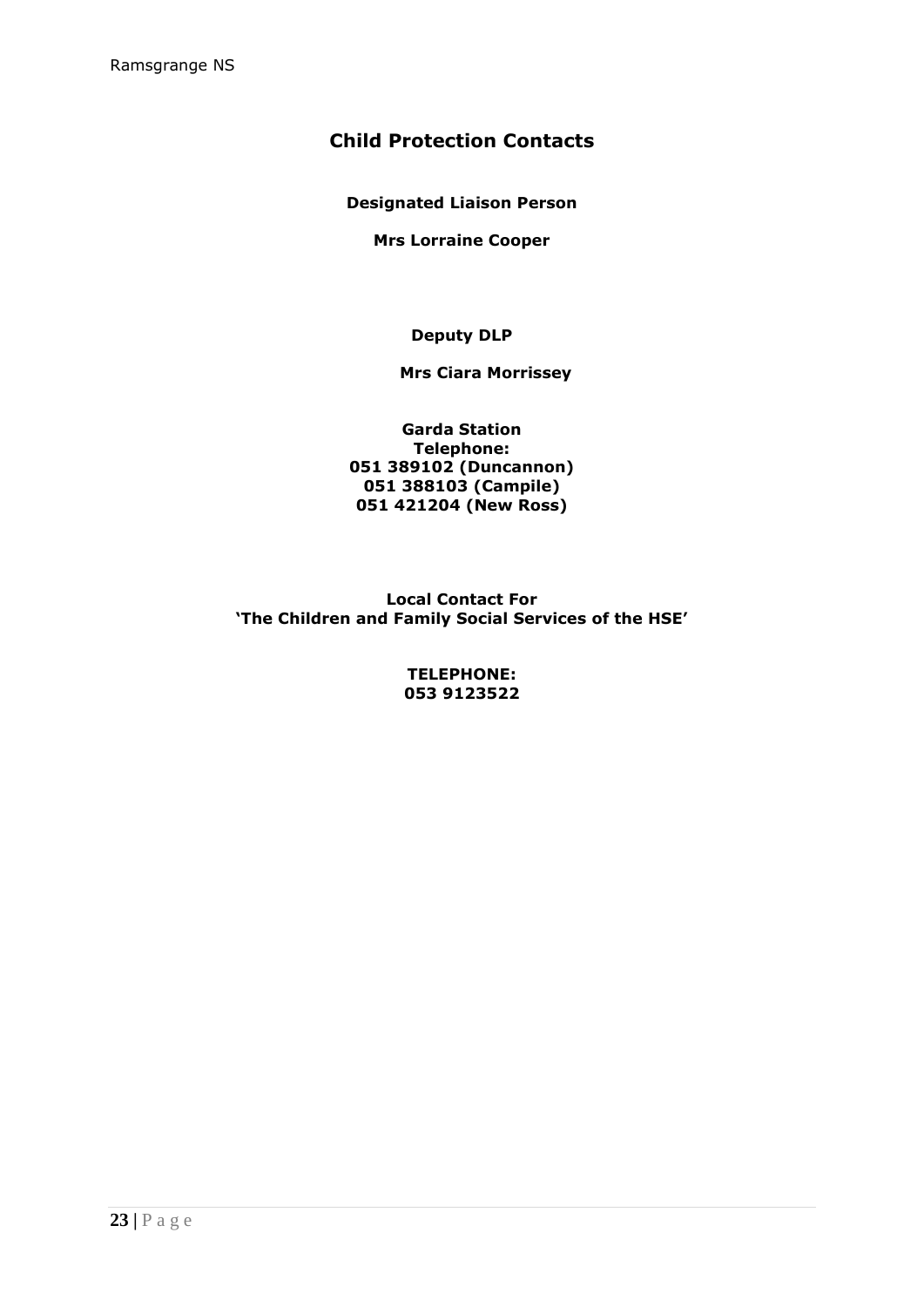# Child Protection Contacts

**Designated Liaison Person**

**Mrs Lorraine Cooper**

**Deputy DLP**

**Mrs Ciara Morrissey**

**Garda Station**
**Telephone:**
**051 389102 (Duncannon)**
**051 388103 (Campile)**
**051 421204 (New Ross)**

**Local Contact For**
**'The Children and Family Social Services of the HSE'**

**TELEPHONE:**
**053 9123522**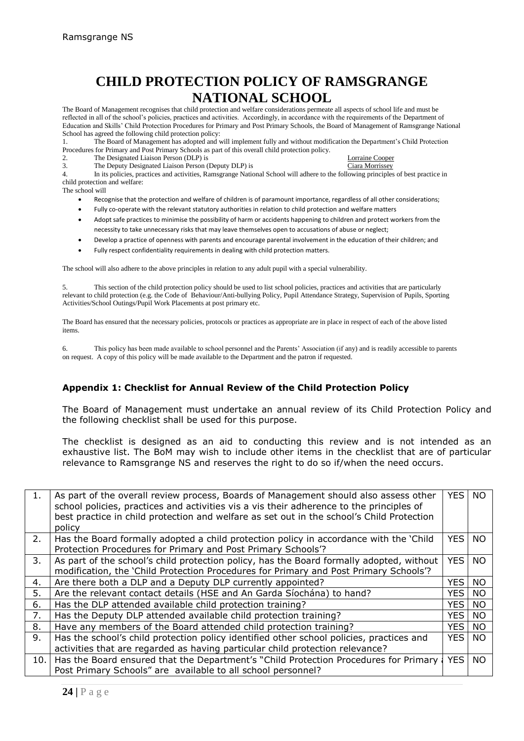# CHILD PROTECTION POLICY OF RAMSGRANGE NATIONAL SCHOOL

The Board of Management recognises that child protection and welfare considerations permeate all aspects of school life and must be reflected in all of the school's policies, practices and activities. Accordingly, in accordance with the requirements of the Department of Education and Skills' Child Protection Procedures for Primary and Post Primary Schools, the Board of Management of Ramsgrange National School has agreed the following child protection policy:

1. The Board of Management has adopted and will implement fully and without modification the Department's Child Protection Procedures for Primary and Post Primary Schools as part of this overall child protection policy.
2. The Designated Liaison Person (DLP) is Lorraine Cooper
3. The Deputy Designated Liaison Person (Deputy DLP) is Ciara Morrissey
4. In its policies, practices and activities, Ramsgrange National School will adhere to the following principles of best practice in child protection and welfare:

The school will

- Recognise that the protection and welfare of children is of paramount importance, regardless of all other considerations;
- Fully co-operate with the relevant statutory authorities in relation to child protection and welfare matters
- Adopt safe practices to minimise the possibility of harm or accidents happening to children and protect workers from the necessity to take unnecessary risks that may leave themselves open to accusations of abuse or neglect;
- Develop a practice of openness with parents and encourage parental involvement in the education of their children; and
- Fully respect confidentiality requirements in dealing with child protection matters.

The school will also adhere to the above principles in relation to any adult pupil with a special vulnerability.

5. This section of the child protection policy should be used to list school policies, practices and activities that are particularly relevant to child protection (e.g. the Code of Behaviour/Anti-bullying Policy, Pupil Attendance Strategy, Supervision of Pupils, Sporting Activities/School Outings/Pupil Work Placements at post primary etc.

The Board has ensured that the necessary policies, protocols or practices as appropriate are in place in respect of each of the above listed items.

6. This policy has been made available to school personnel and the Parents' Association (if any) and is readily accessible to parents on request. A copy of this policy will be made available to the Department and the patron if requested.

### Appendix 1: Checklist for Annual Review of the Child Protection Policy

The Board of Management must undertake an annual review of its Child Protection Policy and the following checklist shall be used for this purpose.

The checklist is designed as an aid to conducting this review and is not intended as an exhaustive list. The BoM may wish to include other items in the checklist that are of particular relevance to Ramsgrange NS and reserves the right to do so if/when the need occurs.

| | | | |
|---|---|---|---|
| 1. | As part of the overall review process, Boards of Management should also assess other school policies, practices and activities vis a vis their adherence to the principles of best practice in child protection and welfare as set out in the school's Child Protection policy | YES | NO |
| 2. | Has the Board formally adopted a child protection policy in accordance with the 'Child Protection Procedures for Primary and Post Primary Schools'? | YES | NO |
| 3. | As part of the school's child protection policy, has the Board formally adopted, without modification, the 'Child Protection Procedures for Primary and Post Primary Schools'? | YES | NO |
| 4. | Are there both a DLP and a Deputy DLP currently appointed? | YES | NO |
| 5. | Are the relevant contact details (HSE and An Garda Síochána) to hand? | YES | NO |
| 6. | Has the DLP attended available child protection training? | YES | NO |
| 7. | Has the Deputy DLP attended available child protection training? | YES | NO |
| 8. | Have any members of the Board attended child protection training? | YES | NO |
| 9. | Has the school's child protection policy identified other school policies, practices and activities that are regarded as having particular child protection relevance? | YES | NO |
| 10. | Has the Board ensured that the Department's "Child Protection Procedures for Primary and Post Primary Schools" are available to all school personnel? | YES | NO |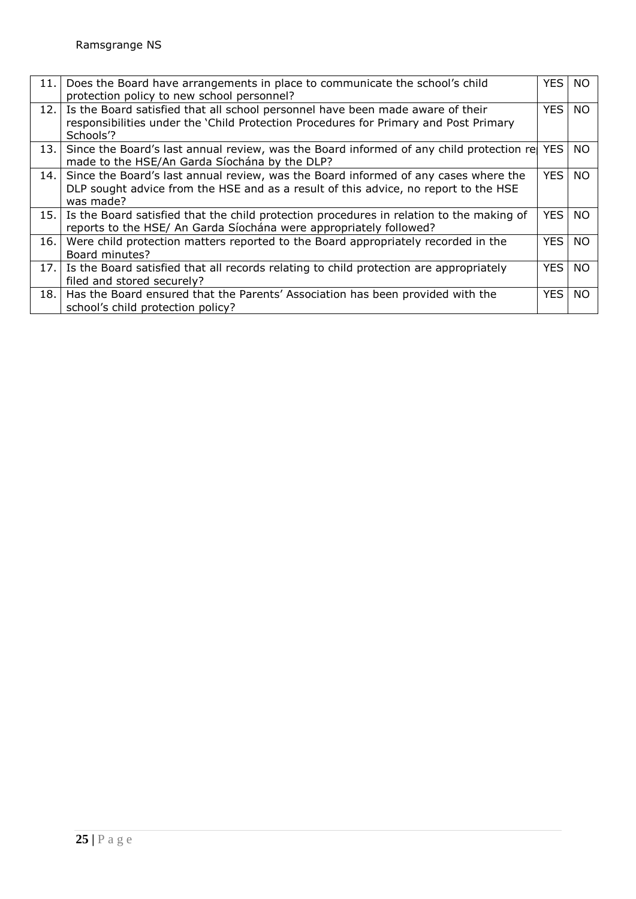| | | | |
|---|---|---|---|
| 11. | Does the Board have arrangements in place to communicate the school's child protection policy to new school personnel? | YES | NO |
| 12. | Is the Board satisfied that all school personnel have been made aware of their responsibilities under the 'Child Protection Procedures for Primary and Post Primary Schools'? | YES | NO |
| 13. | Since the Board's last annual review, was the Board informed of any child protection re made to the HSE/An Garda Síochána by the DLP? | YES | NO |
| 14. | Since the Board's last annual review, was the Board informed of any cases where the DLP sought advice from the HSE and as a result of this advice, no report to the HSE was made? | YES | NO |
| 15. | Is the Board satisfied that the child protection procedures in relation to the making of reports to the HSE/ An Garda Síochána were appropriately followed? | YES | NO |
| 16. | Were child protection matters reported to the Board appropriately recorded in the Board minutes? | YES | NO |
| 17. | Is the Board satisfied that all records relating to child protection are appropriately filed and stored securely? | YES | NO |
| 18. | Has the Board ensured that the Parents' Association has been provided with the school's child protection policy? | YES | NO |